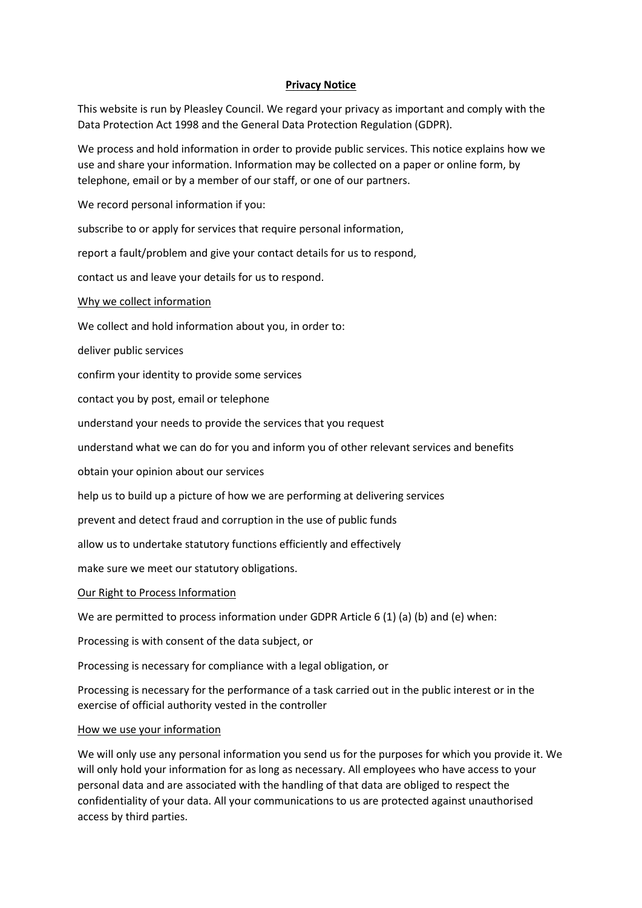# Privacy Notice

This website is run by Pleasley Council. We regard your privacy as important and comply with the Data Protection Act 1998 and the General Data Protection Regulation (GDPR).

We process and hold information in order to provide public services. This notice explains how we use and share your information. Information may be collected on a paper or online form, by telephone, email or by a member of our staff, or one of our partners.

We record personal information if you:

subscribe to or apply for services that require personal information,

report a fault/problem and give your contact details for us to respond,

contact us and leave your details for us to respond.

## Why we collect information

We collect and hold information about you, in order to:

deliver public services

confirm your identity to provide some services

contact you by post, email or telephone

understand your needs to provide the services that you request

understand what we can do for you and inform you of other relevant services and benefits

obtain your opinion about our services

help us to build up a picture of how we are performing at delivering services

prevent and detect fraud and corruption in the use of public funds

allow us to undertake statutory functions efficiently and effectively

make sure we meet our statutory obligations.

## Our Right to Process Information

We are permitted to process information under GDPR Article 6 (1) (a) (b) and (e) when:

Processing is with consent of the data subject, or

Processing is necessary for compliance with a legal obligation, or

Processing is necessary for the performance of a task carried out in the public interest or in the exercise of official authority vested in the controller

## How we use your information

We will only use any personal information you send us for the purposes for which you provide it. We will only hold your information for as long as necessary. All employees who have access to your personal data and are associated with the handling of that data are obliged to respect the confidentiality of your data. All your communications to us are protected against unauthorised access by third parties.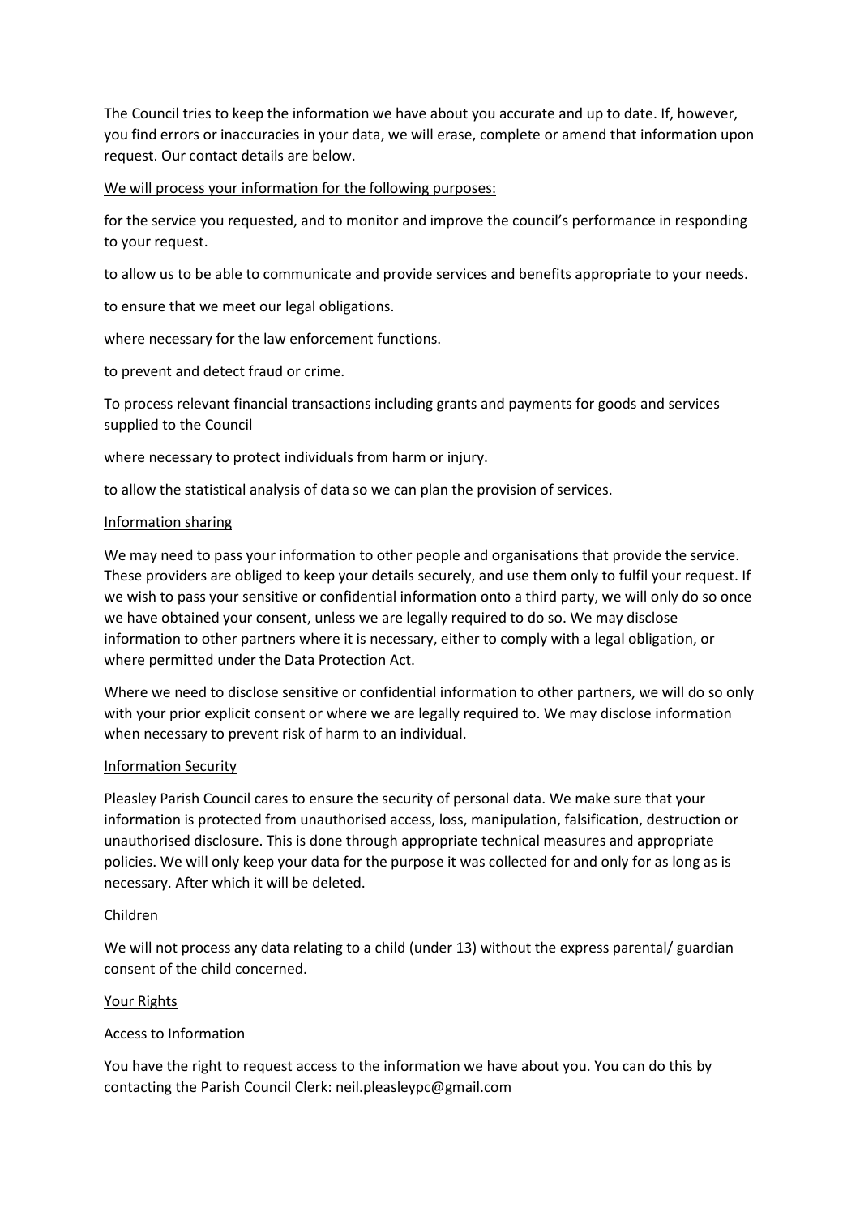The Council tries to keep the information we have about you accurate and up to date. If, however, you find errors or inaccuracies in your data, we will erase, complete or amend that information upon request. Our contact details are below.

<u>We will process your information for the following purposes:</u>

for the service you requested, and to monitor and improve the council's performance in responding to your request.

to allow us to be able to communicate and provide services and benefits appropriate to your needs.

to ensure that we meet our legal obligations.

where necessary for the law enforcement functions.

to prevent and detect fraud or crime.

To process relevant financial transactions including grants and payments for goods and services supplied to the Council

where necessary to protect individuals from harm or injury.

to allow the statistical analysis of data so we can plan the provision of services.

<u>Information sharing</u>

We may need to pass your information to other people and organisations that provide the service. These providers are obliged to keep your details securely, and use them only to fulfil your request. If we wish to pass your sensitive or confidential information onto a third party, we will only do so once we have obtained your consent, unless we are legally required to do so. We may disclose information to other partners where it is necessary, either to comply with a legal obligation, or where permitted under the Data Protection Act.

Where we need to disclose sensitive or confidential information to other partners, we will do so only with your prior explicit consent or where we are legally required to. We may disclose information when necessary to prevent risk of harm to an individual.

<u>Information Security</u>

Pleasley Parish Council cares to ensure the security of personal data. We make sure that your information is protected from unauthorised access, loss, manipulation, falsification, destruction or unauthorised disclosure. This is done through appropriate technical measures and appropriate policies. We will only keep your data for the purpose it was collected for and only for as long as is necessary. After which it will be deleted.

<u>Children</u>

We will not process any data relating to a child (under 13) without the express parental/ guardian consent of the child concerned.

<u>Your Rights</u>

Access to Information

You have the right to request access to the information we have about you. You can do this by contacting the Parish Council Clerk: neil.pleasleypc@gmail.com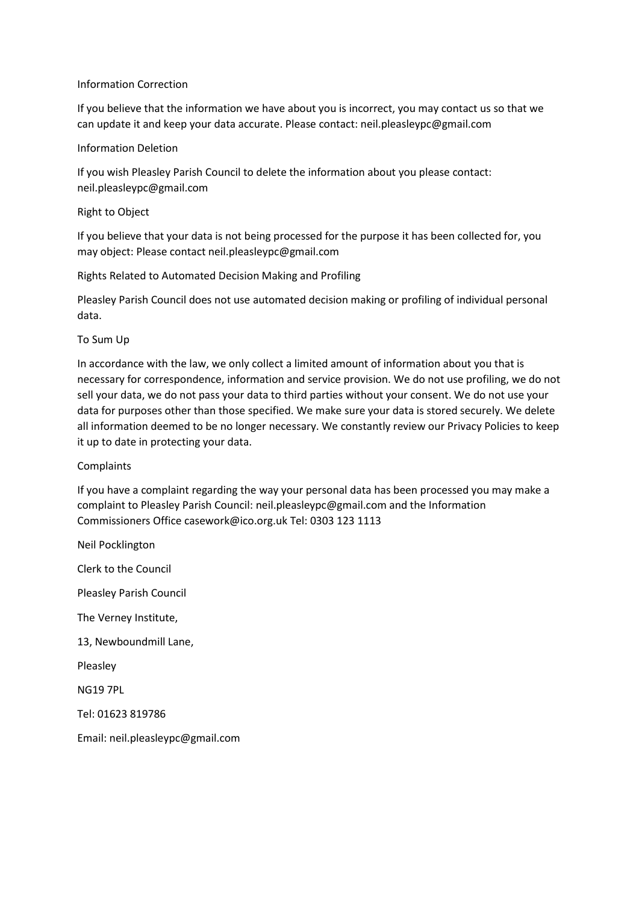## Information Correction

If you believe that the information we have about you is incorrect, you may contact us so that we can update it and keep your data accurate. Please contact: neil.pleasleypc@gmail.com

## Information Deletion

If you wish Pleasley Parish Council to delete the information about you please contact: neil.pleasleypc@gmail.com

## Right to Object

If you believe that your data is not being processed for the purpose it has been collected for, you may object: Please contact neil.pleasleypc@gmail.com

## Rights Related to Automated Decision Making and Profiling

Pleasley Parish Council does not use automated decision making or profiling of individual personal data.

## To Sum Up

In accordance with the law, we only collect a limited amount of information about you that is necessary for correspondence, information and service provision. We do not use profiling, we do not sell your data, we do not pass your data to third parties without your consent. We do not use your data for purposes other than those specified. We make sure your data is stored securely. We delete all information deemed to be no longer necessary. We constantly review our Privacy Policies to keep it up to date in protecting your data.

## Complaints

If you have a complaint regarding the way your personal data has been processed you may make a complaint to Pleasley Parish Council: neil.pleasleypc@gmail.com and the Information Commissioners Office casework@ico.org.uk Tel: 0303 123 1113

Neil Pocklington

Clerk to the Council

Pleasley Parish Council

The Verney Institute,

13, Newboundmill Lane,

Pleasley

NG19 7PL

Tel: 01623 819786

Email: neil.pleasleypc@gmail.com